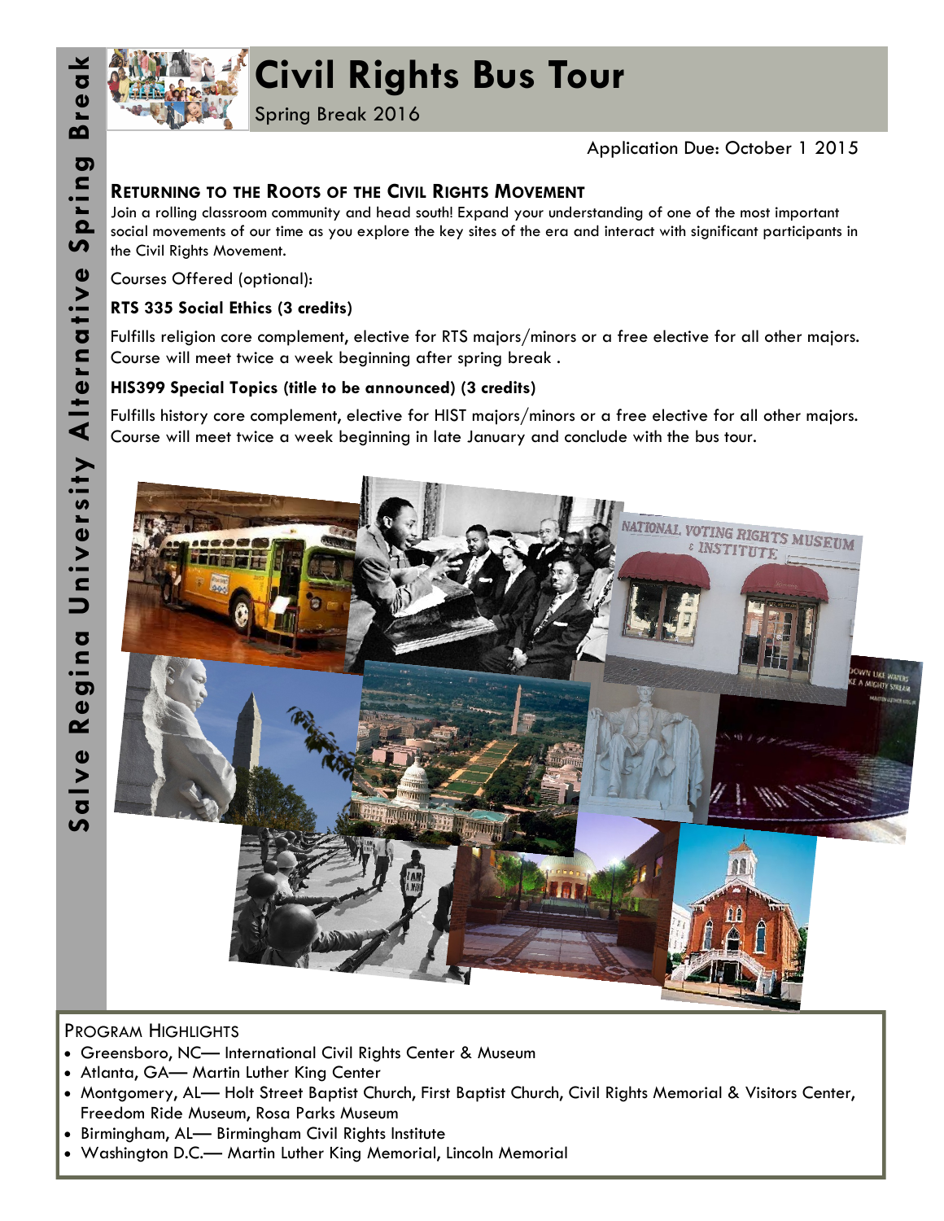# Civil Rights Bus Tour

Spring Break 2016

Salve Regina University Alternative Spring Break

Application Due: October 1 2015

## Returning to the Roots of the Civil Rights Movement

Join a rolling classroom community and head south! Expand your understanding of one of the most important social movements of our time as you explore the key sites of the era and interact with significant participants in the Civil Rights Movement.

Courses Offered (optional):

**RTS 335 Social Ethics (3 credits)**

Fulfills religion core complement, elective for RTS majors/minors or a free elective for all other majors. Course will meet twice a week beginning after spring break .

**HIS399 Special Topics (title to be announced) (3 credits)**

Fulfills history core complement, elective for HIST majors/minors or a free elective for all other majors. Course will meet twice a week beginning in late January and conclude with the bus tour.

## Program Highlights

- Greensboro, NC— International Civil Rights Center & Museum
- Atlanta, GA— Martin Luther King Center
- Montgomery, AL— Holt Street Baptist Church, First Baptist Church, Civil Rights Memorial & Visitors Center, Freedom Ride Museum, Rosa Parks Museum
- Birmingham, AL— Birmingham Civil Rights Institute
- Washington D.C.— Martin Luther King Memorial, Lincoln Memorial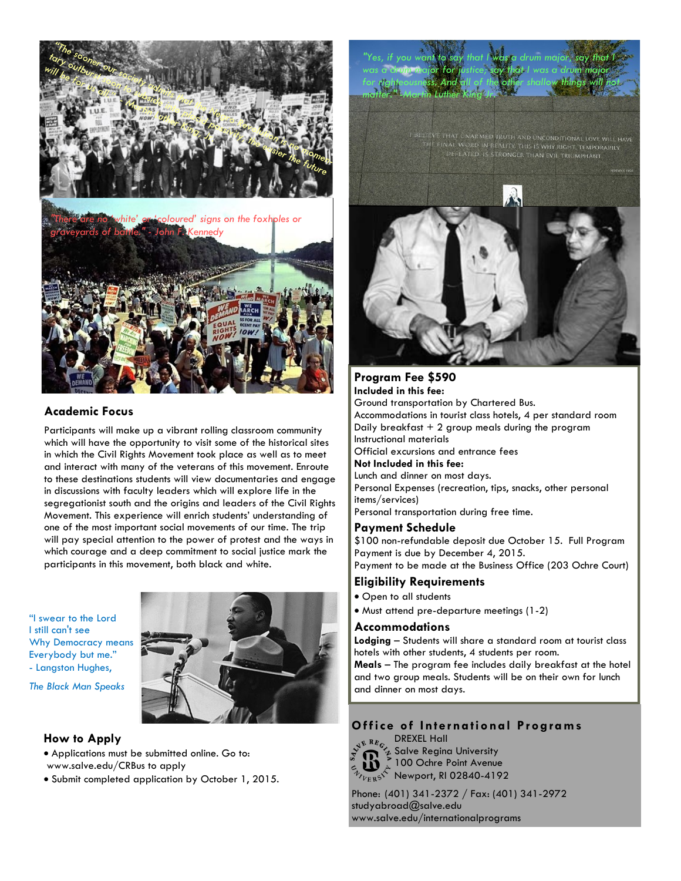"The sooner our society admits that the Negro Revolution is no momentary outburst soon to subside into placid passivity, the easier the future will be for us all." - Martin Luther King, Jr.

"There are no 'white' or 'coloured' signs on the foxholes or graveyards of battle." - John F. Kennedy

## Academic Focus

Participants will make up a vibrant rolling classroom community which will have the opportunity to visit some of the historical sites in which the Civil Rights Movement took place as well as to meet and interact with many of the veterans of this movement. Enroute to these destinations students will view documentaries and engage in discussions with faculty leaders which will explore life in the segregationist south and the origins and leaders of the Civil Rights Movement. This experience will enrich students' understanding of one of the most important social movements of our time. The trip will pay special attention to the power of protest and the ways in which courage and a deep commitment to social justice mark the participants in this movement, both black and white.

"I swear to the Lord
I still can't see
Why Democracy means
Everybody but me."
- Langston Hughes,

*The Black Man Speaks*

## How to Apply

- Applications must be submitted online. Go to: www.salve.edu/CRBus to apply
- Submit completed application by October 1, 2015.

"Yes, if you want to say that I was a drum major, say that I was a drum major for justice; say that I was a drum major for righteousness. And all of the other shallow things will not matter." -Martin Luther King Jr.

## Program Fee $590

**Included in this fee:**

Ground transportation by Chartered Bus.
Accommodations in tourist class hotels, 4 per standard room
Daily breakfast + 2 group meals during the program
Instructional materials
Official excursions and entrance fees

**Not Included in this fee:**

Lunch and dinner on most days.
Personal Expenses (recreation, tips, snacks, other personal items/services)
Personal transportation during free time.

## Payment Schedule

$100 non-refundable deposit due October 15. Full Program Payment is due by December 4, 2015.
Payment to be made at the Business Office (203 Ochre Court)

## Eligibility Requirements

- Open to all students
- Must attend pre-departure meetings (1-2)

## Accommodations

**Lodging** – Students will share a standard room at tourist class hotels with other students, 4 students per room.
**Meals** – The program fee includes daily breakfast at the hotel and two group meals. Students will be on their own for lunch and dinner on most days.

## Office of International Programs

DREXEL Hall
Salve Regina University
100 Ochre Point Avenue
Newport, RI 02840-4192

Phone: (401) 341-2372 / Fax: (401) 341-2972
studyabroad@salve.edu
www.salve.edu/internationalprograms